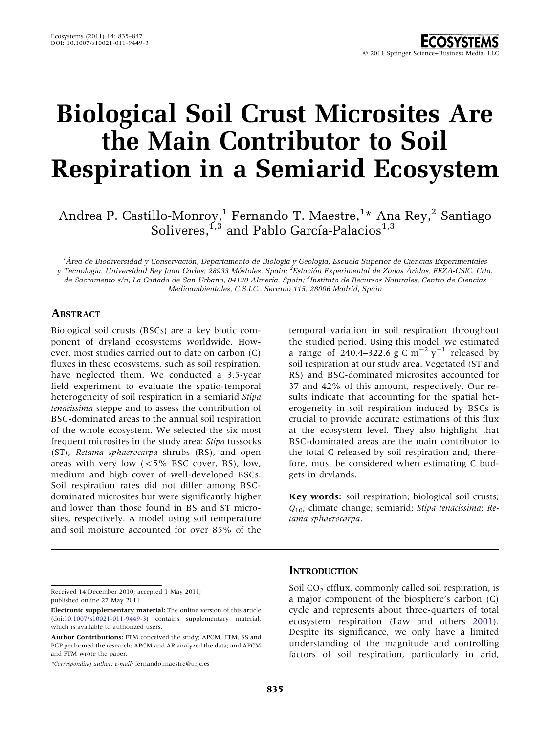# Biological Soil Crust Microsites Are the Main Contributor to Soil Respiration in a Semiarid Ecosystem

Andrea P. Castillo-Monroy,[1] Fernando T. Maestre,[1]* Ana Rey,[2] Santiago Soliveres,[1,3] and Pablo García-Palacios[1,3]

[1]Área de Biodiversidad y Conservación, Departamento de Biología y Geología, Escuela Superior de Ciencias Experimentales y Tecnología, Universidad Rey Juan Carlos, 28933 Móstoles, Spain; [2]Estación Experimental de Zonas Áridas, EEZA-CSIC, Crta. de Sacramento s/n, La Cañada de San Urbano, 04120 Almería, Spain; [3]Instituto de Recursos Naturales, Centro de Ciencias Medioambientales, C.S.I.C., Serrano 115, 28006 Madrid, Spain

## Abstract

Biological soil crusts (BSCs) are a key biotic component of dryland ecosystems worldwide. However, most studies carried out to date on carbon (C) fluxes in these ecosystems, such as soil respiration, have neglected them. We conducted a 3.5-year field experiment to evaluate the spatio-temporal heterogeneity of soil respiration in a semiarid *Stipa tenacissima* steppe and to assess the contribution of BSC-dominated areas to the annual soil respiration of the whole ecosystem. We selected the six most frequent microsites in the study area: *Stipa* tussocks (ST), *Retama sphaerocarpa* shrubs (RS), and open areas with very low (<5% BSC cover, BS), low, medium and high cover of well-developed BSCs. Soil respiration rates did not differ among BSC-dominated microsites but were significantly higher and lower than those found in BS and ST microsites, respectively. A model using soil temperature and soil moisture accounted for over 85% of the temporal variation in soil respiration throughout the studied period. Using this model, we estimated a range of 240.4–322.6 g C $m^{-2}$ $y^{-1}$ released by soil respiration at our study area. Vegetated (ST and RS) and BSC-dominated microsites accounted for 37 and 42% of this amount, respectively. Our results indicate that accounting for the spatial heterogeneity in soil respiration induced by BSCs is crucial to provide accurate estimations of this flux at the ecosystem level. They also highlight that BSC-dominated areas are the main contributor to the total C released by soil respiration and, therefore, must be considered when estimating C budgets in drylands.

**Key words:** soil respiration; biological soil crusts; $Q_{10}$; climate change; semiarid; *Stipa tenacissima*; *Retama sphaerocarpa*.

Received 14 December 2010; accepted 1 May 2011; published online 27 May 2011

**Electronic supplementary material:** The online version of this article (doi:10.1007/s10021-011-9449-3) contains supplementary material, which is available to authorized users.

**Author Contributions:** FTM conceived the study; APCM, FTM, SS and PGP performed the research; APCM and AR analyzed the data; and APCM and FTM wrote the paper.

*Corresponding author; e-mail: fernando.maestre@urjc.es

## Introduction

Soil $CO_2$ efflux, commonly called soil respiration, is a major component of the biosphere's carbon (C) cycle and represents about three-quarters of total ecosystem respiration (Law and others 2001). Despite its significance, we only have a limited understanding of the magnitude and controlling factors of soil respiration, particularly in arid,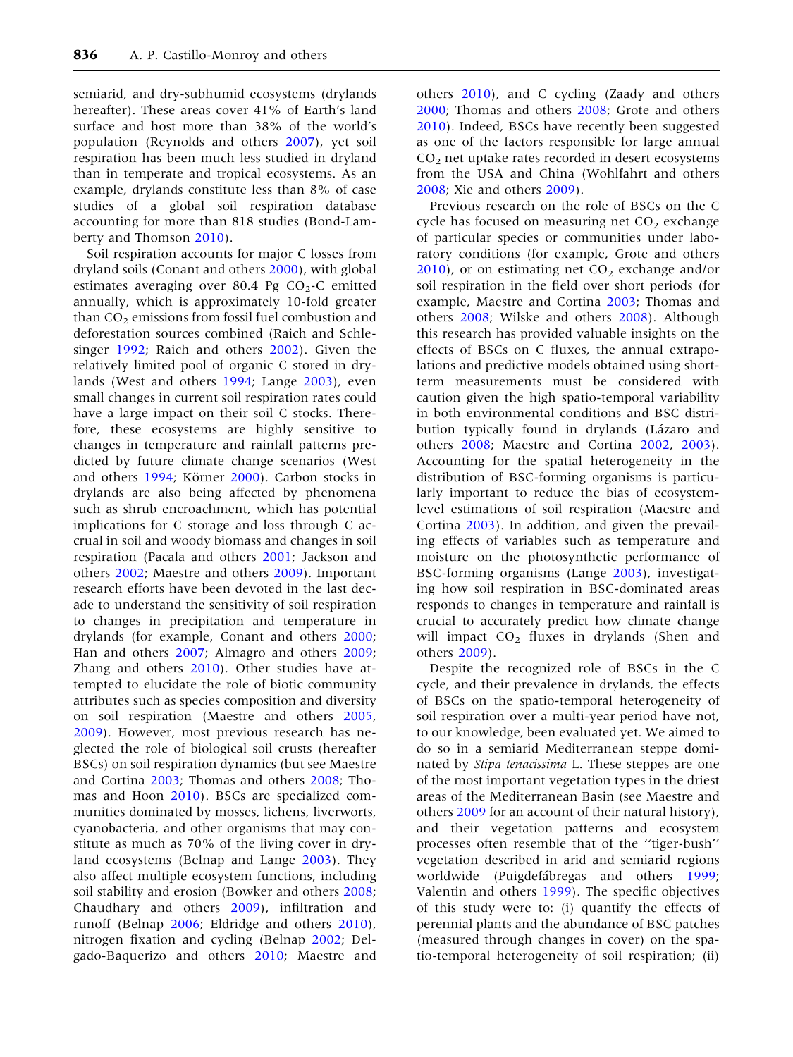semiarid, and dry-subhumid ecosystems (drylands hereafter). These areas cover 41% of Earth's land surface and host more than 38% of the world's population (Reynolds and others 2007), yet soil respiration has been much less studied in dryland than in temperate and tropical ecosystems. As an example, drylands constitute less than 8% of case studies of a global soil respiration database accounting for more than 818 studies (Bond-Lamberty and Thomson 2010).

Soil respiration accounts for major C losses from dryland soils (Conant and others 2000), with global estimates averaging over 80.4 Pg $CO_2$-C emitted annually, which is approximately 10-fold greater than $CO_2$ emissions from fossil fuel combustion and deforestation sources combined (Raich and Schlesinger 1992; Raich and others 2002). Given the relatively limited pool of organic C stored in drylands (West and others 1994; Lange 2003), even small changes in current soil respiration rates could have a large impact on their soil C stocks. Therefore, these ecosystems are highly sensitive to changes in temperature and rainfall patterns predicted by future climate change scenarios (West and others 1994; Körner 2000). Carbon stocks in drylands are also being affected by phenomena such as shrub encroachment, which has potential implications for C storage and loss through C accrual in soil and woody biomass and changes in soil respiration (Pacala and others 2001; Jackson and others 2002; Maestre and others 2009). Important research efforts have been devoted in the last decade to understand the sensitivity of soil respiration to changes in precipitation and temperature in drylands (for example, Conant and others 2000; Han and others 2007; Almagro and others 2009; Zhang and others 2010). Other studies have attempted to elucidate the role of biotic community attributes such as species composition and diversity on soil respiration (Maestre and others 2005, 2009). However, most previous research has neglected the role of biological soil crusts (hereafter BSCs) on soil respiration dynamics (but see Maestre and Cortina 2003; Thomas and others 2008; Thomas and Hoon 2010). BSCs are specialized communities dominated by mosses, lichens, liverworts, cyanobacteria, and other organisms that may constitute as much as 70% of the living cover in dryland ecosystems (Belnap and Lange 2003). They also affect multiple ecosystem functions, including soil stability and erosion (Bowker and others 2008; Chaudhary and others 2009), infiltration and runoff (Belnap 2006; Eldridge and others 2010), nitrogen fixation and cycling (Belnap 2002; Delgado-Baquerizo and others 2010; Maestre and others 2010), and C cycling (Zaady and others 2000; Thomas and others 2008; Grote and others 2010). Indeed, BSCs have recently been suggested as one of the factors responsible for large annual $CO_2$ net uptake rates recorded in desert ecosystems from the USA and China (Wohlfahrt and others 2008; Xie and others 2009).

Previous research on the role of BSCs on the C cycle has focused on measuring net $CO_2$ exchange of particular species or communities under laboratory conditions (for example, Grote and others 2010), or on estimating net $CO_2$ exchange and/or soil respiration in the field over short periods (for example, Maestre and Cortina 2003; Thomas and others 2008; Wilske and others 2008). Although this research has provided valuable insights on the effects of BSCs on C fluxes, the annual extrapolations and predictive models obtained using short-term measurements must be considered with caution given the high spatio-temporal variability in both environmental conditions and BSC distribution typically found in drylands (Lázaro and others 2008; Maestre and Cortina 2002, 2003). Accounting for the spatial heterogeneity in the distribution of BSC-forming organisms is particularly important to reduce the bias of ecosystem-level estimations of soil respiration (Maestre and Cortina 2003). In addition, and given the prevailing effects of variables such as temperature and moisture on the photosynthetic performance of BSC-forming organisms (Lange 2003), investigating how soil respiration in BSC-dominated areas responds to changes in temperature and rainfall is crucial to accurately predict how climate change will impact $CO_2$ fluxes in drylands (Shen and others 2009).

Despite the recognized role of BSCs in the C cycle, and their prevalence in drylands, the effects of BSCs on the spatio-temporal heterogeneity of soil respiration over a multi-year period have not, to our knowledge, been evaluated yet. We aimed to do so in a semiarid Mediterranean steppe dominated by *Stipa tenacissima* L. These steppes are one of the most important vegetation types in the driest areas of the Mediterranean Basin (see Maestre and others 2009 for an account of their natural history), and their vegetation patterns and ecosystem processes often resemble that of the ''tiger-bush'' vegetation described in arid and semiarid regions worldwide (Puigdefábregas and others 1999; Valentin and others 1999). The specific objectives of this study were to: (i) quantify the effects of perennial plants and the abundance of BSC patches (measured through changes in cover) on the spatio-temporal heterogeneity of soil respiration; (ii)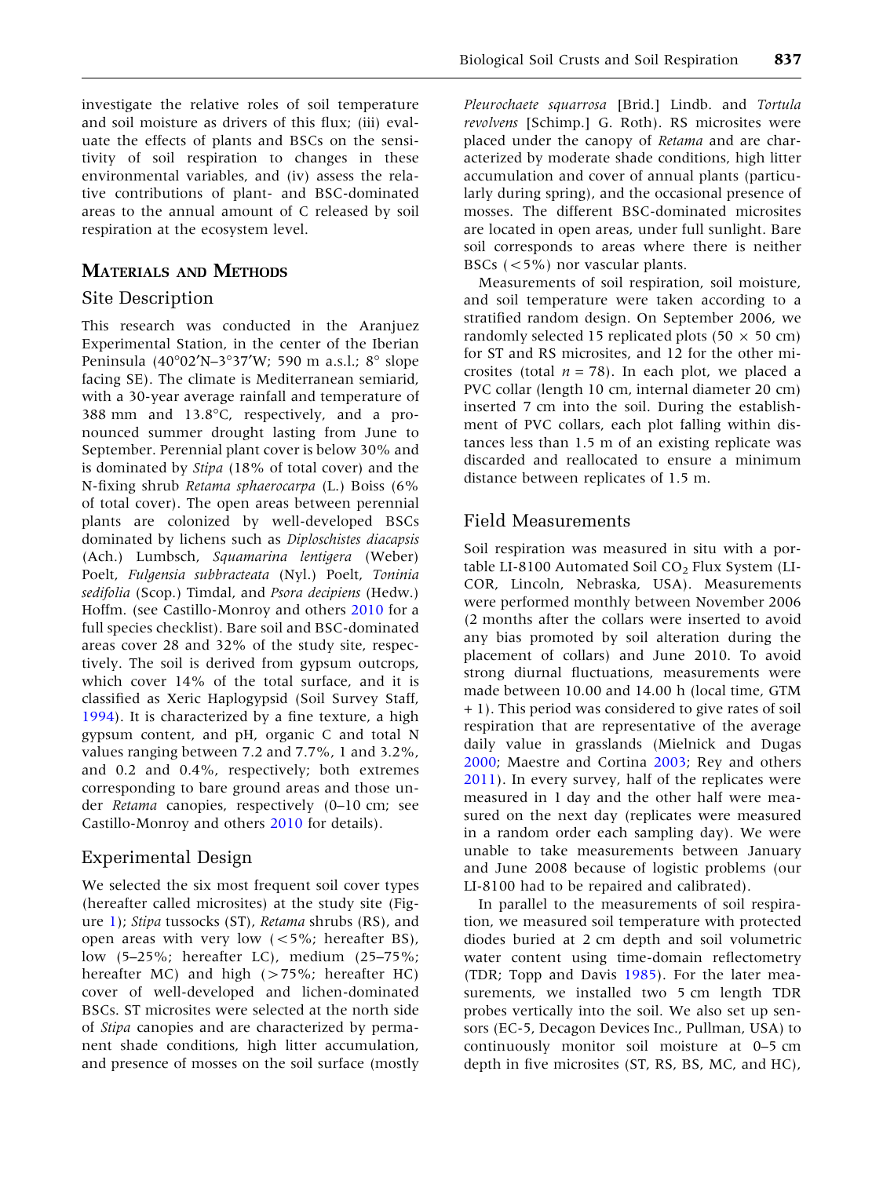investigate the relative roles of soil temperature and soil moisture as drivers of this flux; (iii) evaluate the effects of plants and BSCs on the sensitivity of soil respiration to changes in these environmental variables, and (iv) assess the relative contributions of plant- and BSC-dominated areas to the annual amount of C released by soil respiration at the ecosystem level.

## Materials and Methods

### Site Description

This research was conducted in the Aranjuez Experimental Station, in the center of the Iberian Peninsula (40°02′N–3°37′W; 590 m a.s.l.; 8° slope facing SE). The climate is Mediterranean semiarid, with a 30-year average rainfall and temperature of 388 mm and 13.8°C, respectively, and a pronounced summer drought lasting from June to September. Perennial plant cover is below 30% and is dominated by *Stipa* (18% of total cover) and the N-fixing shrub *Retama sphaerocarpa* (L.) Boiss (6% of total cover). The open areas between perennial plants are colonized by well-developed BSCs dominated by lichens such as *Diploschistes diacapsis* (Ach.) Lumbsch, *Squamarina lentigera* (Weber) Poelt, *Fulgensia subbracteata* (Nyl.) Poelt, *Toninia sedifolia* (Scop.) Timdal, and *Psora decipiens* (Hedw.) Hoffm. (see Castillo-Monroy and others 2010 for a full species checklist). Bare soil and BSC-dominated areas cover 28 and 32% of the study site, respectively. The soil is derived from gypsum outcrops, which cover 14% of the total surface, and it is classified as Xeric Haplogypsid (Soil Survey Staff, 1994). It is characterized by a fine texture, a high gypsum content, and pH, organic C and total N values ranging between 7.2 and 7.7%, 1 and 3.2%, and 0.2 and 0.4%, respectively; both extremes corresponding to bare ground areas and those under *Retama* canopies, respectively (0–10 cm; see Castillo-Monroy and others 2010 for details).

### Experimental Design

We selected the six most frequent soil cover types (hereafter called microsites) at the study site (Figure 1); *Stipa* tussocks (ST), *Retama* shrubs (RS), and open areas with very low (<5%; hereafter BS), low (5–25%; hereafter LC), medium (25–75%; hereafter MC) and high (>75%; hereafter HC) cover of well-developed and lichen-dominated BSCs. ST microsites were selected at the north side of *Stipa* canopies and are characterized by permanent shade conditions, high litter accumulation, and presence of mosses on the soil surface (mostly *Pleurochaete squarrosa* [Brid.] Lindb. and *Tortula revolvens* [Schimp.] G. Roth). RS microsites were placed under the canopy of *Retama* and are characterized by moderate shade conditions, high litter accumulation and cover of annual plants (particularly during spring), and the occasional presence of mosses. The different BSC-dominated microsites are located in open areas, under full sunlight. Bare soil corresponds to areas where there is neither BSCs (<5%) nor vascular plants.

Measurements of soil respiration, soil moisture, and soil temperature were taken according to a stratified random design. On September 2006, we randomly selected 15 replicated plots (50 × 50 cm) for ST and RS microsites, and 12 for the other microsites (total $n = 78$). In each plot, we placed a PVC collar (length 10 cm, internal diameter 20 cm) inserted 7 cm into the soil. During the establishment of PVC collars, each plot falling within distances less than 1.5 m of an existing replicate was discarded and reallocated to ensure a minimum distance between replicates of 1.5 m.

### Field Measurements

Soil respiration was measured in situ with a portable LI-8100 Automated Soil $CO_2$ Flux System (LI-COR, Lincoln, Nebraska, USA). Measurements were performed monthly between November 2006 (2 months after the collars were inserted to avoid any bias promoted by soil alteration during the placement of collars) and June 2010. To avoid strong diurnal fluctuations, measurements were made between 10.00 and 14.00 h (local time, GTM + 1). This period was considered to give rates of soil respiration that are representative of the average daily value in grasslands (Mielnick and Dugas 2000; Maestre and Cortina 2003; Rey and others 2011). In every survey, half of the replicates were measured in 1 day and the other half were measured on the next day (replicates were measured in a random order each sampling day). We were unable to take measurements between January and June 2008 because of logistic problems (our LI-8100 had to be repaired and calibrated).

In parallel to the measurements of soil respiration, we measured soil temperature with protected diodes buried at 2 cm depth and soil volumetric water content using time-domain reflectometry (TDR; Topp and Davis 1985). For the later measurements, we installed two 5 cm length TDR probes vertically into the soil. We also set up sensors (EC-5, Decagon Devices Inc., Pullman, USA) to continuously monitor soil moisture at 0–5 cm depth in five microsites (ST, RS, BS, MC, and HC),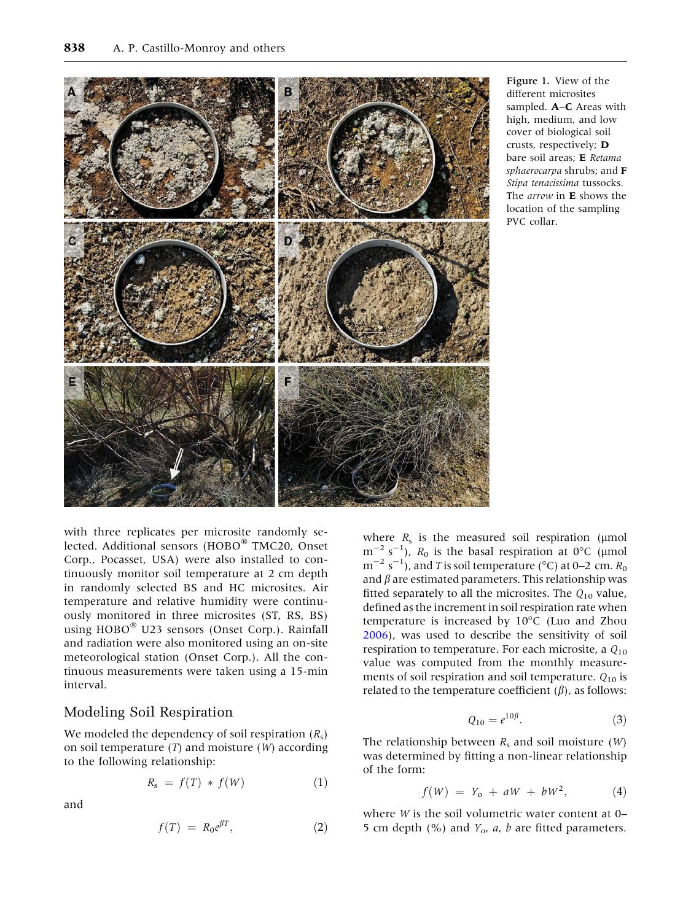Figure 1. View of the different microsites sampled. **A**–**C** Areas with high, medium, and low cover of biological soil crusts, respectively; **D** bare soil areas; **E** *Retama sphaerocarpa* shrubs; and **F** *Stipa tenacissima* tussocks. The *arrow* in **E** shows the location of the sampling PVC collar.

with three replicates per microsite randomly selected. Additional sensors (HOBO® TMC20, Onset Corp., Pocasset, USA) were also installed to continuously monitor soil temperature at 2 cm depth in randomly selected BS and HC microsites. Air temperature and relative humidity were continuously monitored in three microsites (ST, RS, BS) using HOBO® U23 sensors (Onset Corp.). Rainfall and radiation were also monitored using an on-site meteorological station (Onset Corp.). All the continuous measurements were taken using a 15-min interval.

## Modeling Soil Respiration

We modeled the dependency of soil respiration ($R_s$) on soil temperature ($T$) and moisture ($W$) according to the following relationship:

$$R_s = f(T) * f(W) \tag{1}$$

and

$$f(T) = R_0 e^{\beta T}, \tag{2}$$

where $R_s$ is the measured soil respiration (µmol $m^{-2}$ $s^{-1}$), $R_0$ is the basal respiration at 0°C (µmol $m^{-2}$ $s^{-1}$), and $T$ is soil temperature (°C) at 0–2 cm. $R_0$ and $\beta$ are estimated parameters. This relationship was fitted separately to all the microsites. The $Q_{10}$ value, defined as the increment in soil respiration rate when temperature is increased by 10°C (Luo and Zhou 2006), was used to describe the sensitivity of soil respiration to temperature. For each microsite, a $Q_{10}$ value was computed from the monthly measurements of soil respiration and soil temperature. $Q_{10}$ is related to the temperature coefficient ($\beta$), as follows:

$$Q_{10} = e^{10\beta}. \tag{3}$$

The relationship between $R_s$ and soil moisture ($W$) was determined by fitting a non-linear relationship of the form:

$$f(W) = Y_o + aW + bW^2, \tag{4}$$

where $W$ is the soil volumetric water content at 0–5 cm depth (%) and $Y_o$, $a$, $b$ are fitted parameters.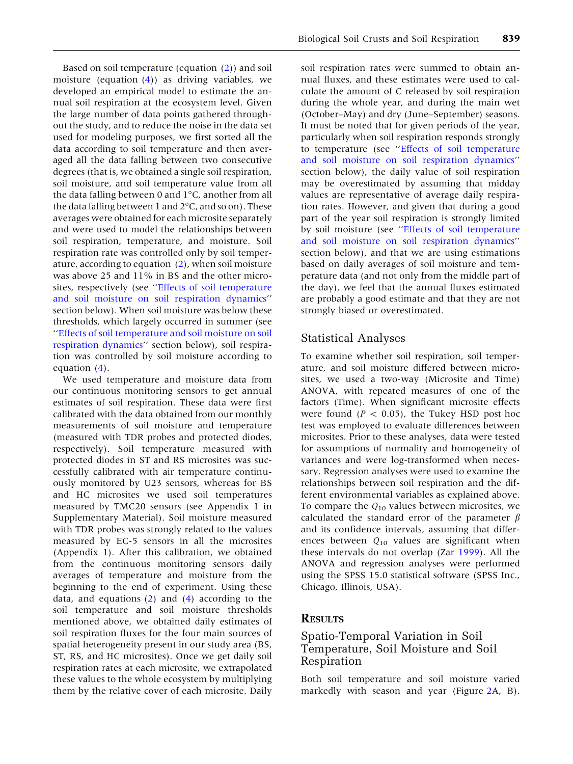Based on soil temperature (equation (2)) and soil moisture (equation (4)) as driving variables, we developed an empirical model to estimate the annual soil respiration at the ecosystem level. Given the large number of data points gathered throughout the study, and to reduce the noise in the data set used for modeling purposes, we first sorted all the data according to soil temperature and then averaged all the data falling between two consecutive degrees (that is, we obtained a single soil respiration, soil moisture, and soil temperature value from all the data falling between 0 and 1°C, another from all the data falling between 1 and 2°C, and so on). These averages were obtained for each microsite separately and were used to model the relationships between soil respiration, temperature, and moisture. Soil respiration rate was controlled only by soil temperature, according to equation (2), when soil moisture was above 25 and 11% in BS and the other microsites, respectively (see ''Effects of soil temperature and soil moisture on soil respiration dynamics'' section below). When soil moisture was below these thresholds, which largely occurred in summer (see ''Effects of soil temperature and soil moisture on soil respiration dynamics'' section below), soil respiration was controlled by soil moisture according to equation (4).

We used temperature and moisture data from our continuous monitoring sensors to get annual estimates of soil respiration. These data were first calibrated with the data obtained from our monthly measurements of soil moisture and temperature (measured with TDR probes and protected diodes, respectively). Soil temperature measured with protected diodes in ST and RS microsites was successfully calibrated with air temperature continuously monitored by U23 sensors, whereas for BS and HC microsites we used soil temperatures measured by TMC20 sensors (see Appendix 1 in Supplementary Material). Soil moisture measured with TDR probes was strongly related to the values measured by EC-5 sensors in all the microsites (Appendix 1). After this calibration, we obtained from the continuous monitoring sensors daily averages of temperature and moisture from the beginning to the end of experiment. Using these data, and equations (2) and (4) according to the soil temperature and soil moisture thresholds mentioned above, we obtained daily estimates of soil respiration fluxes for the four main sources of spatial heterogeneity present in our study area (BS, ST, RS, and HC microsites). Once we get daily soil respiration rates at each microsite, we extrapolated these values to the whole ecosystem by multiplying them by the relative cover of each microsite. Daily soil respiration rates were summed to obtain annual fluxes, and these estimates were used to calculate the amount of C released by soil respiration during the whole year, and during the main wet (October–May) and dry (June–September) seasons. It must be noted that for given periods of the year, particularly when soil respiration responds strongly to temperature (see ''Effects of soil temperature and soil moisture on soil respiration dynamics'' section below), the daily value of soil respiration may be overestimated by assuming that midday values are representative of average daily respiration rates. However, and given that during a good part of the year soil respiration is strongly limited by soil moisture (see ''Effects of soil temperature and soil moisture on soil respiration dynamics'' section below), and that we are using estimations based on daily averages of soil moisture and temperature data (and not only from the middle part of the day), we feel that the annual fluxes estimated are probably a good estimate and that they are not strongly biased or overestimated.

## Statistical Analyses

To examine whether soil respiration, soil temperature, and soil moisture differed between microsites, we used a two-way (Microsite and Time) ANOVA, with repeated measures of one of the factors (Time). When significant microsite effects were found ($P < 0.05$), the Tukey HSD post hoc test was employed to evaluate differences between microsites. Prior to these analyses, data were tested for assumptions of normality and homogeneity of variances and were log-transformed when necessary. Regression analyses were used to examine the relationships between soil respiration and the different environmental variables as explained above. To compare the $Q_{10}$ values between microsites, we calculated the standard error of the parameter $\beta$ and its confidence intervals, assuming that differences between $Q_{10}$ values are significant when these intervals do not overlap (Zar 1999). All the ANOVA and regression analyses were performed using the SPSS 15.0 statistical software (SPSS Inc., Chicago, Illinois, USA).

# Results

## Spatio-Temporal Variation in Soil Temperature, Soil Moisture and Soil Respiration

Both soil temperature and soil moisture varied markedly with season and year (Figure 2A, B).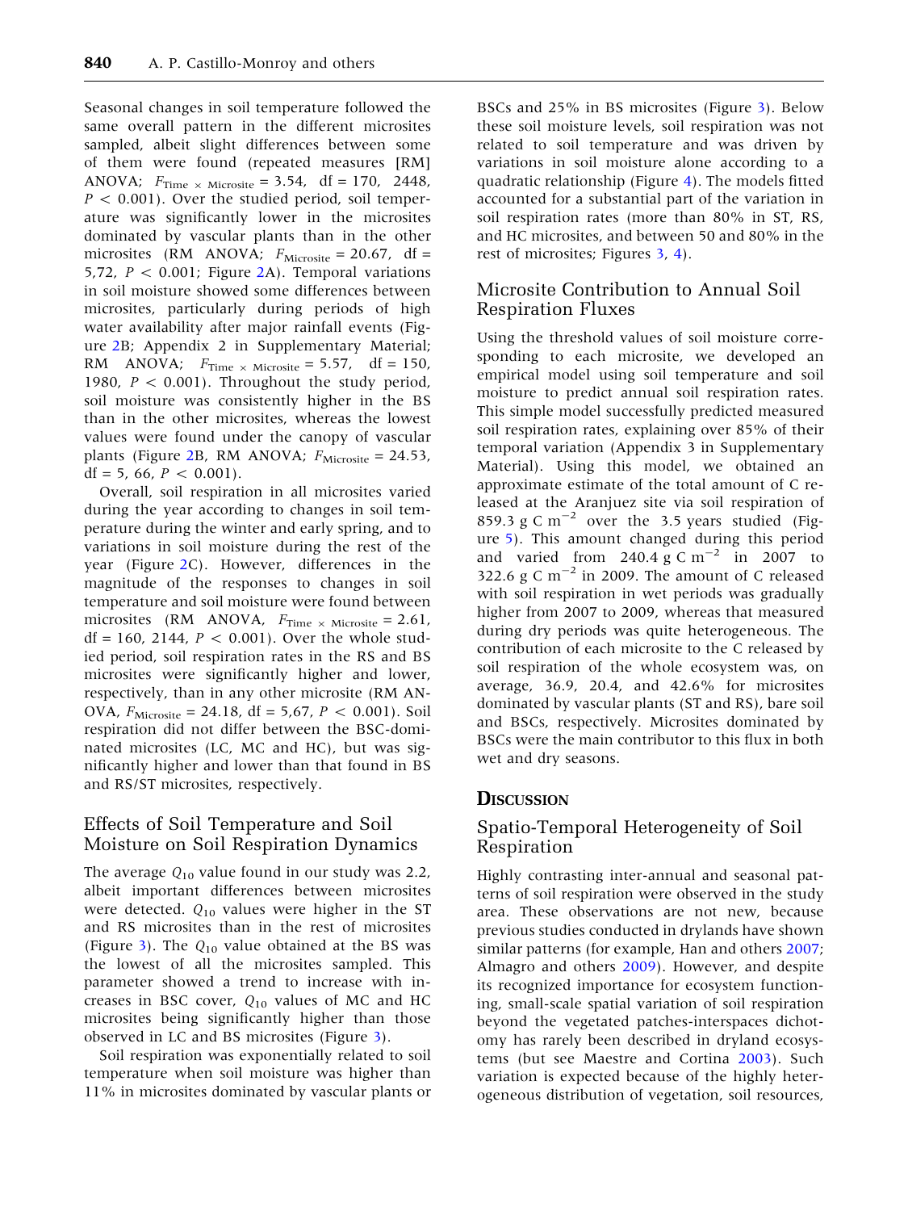Seasonal changes in soil temperature followed the same overall pattern in the different microsites sampled, albeit slight differences between some of them were found (repeated measures [RM] ANOVA; $F_{\text{Time} \times \text{Microsite}} = 3.54$, df = 170, 2448, $P < 0.001$). Over the studied period, soil temperature was significantly lower in the microsites dominated by vascular plants than in the other microsites (RM ANOVA; $F_{\text{Microsite}} = 20.67$, df = 5,72, $P < 0.001$; Figure 2A). Temporal variations in soil moisture showed some differences between microsites, particularly during periods of high water availability after major rainfall events (Figure 2B; Appendix 2 in Supplementary Material; RM ANOVA; $F_{\text{Time} \times \text{Microsite}} = 5.57$, df = 150, 1980, $P < 0.001$). Throughout the study period, soil moisture was consistently higher in the BS than in the other microsites, whereas the lowest values were found under the canopy of vascular plants (Figure 2B, RM ANOVA; $F_{\text{Microsite}} = 24.53$, df = 5, 66, $P < 0.001$).

Overall, soil respiration in all microsites varied during the year according to changes in soil temperature during the winter and early spring, and to variations in soil moisture during the rest of the year (Figure 2C). However, differences in the magnitude of the responses to changes in soil temperature and soil moisture were found between microsites (RM ANOVA, $F_{\text{Time} \times \text{Microsite}} = 2.61$, df = 160, 2144, $P < 0.001$). Over the whole studied period, soil respiration rates in the RS and BS microsites were significantly higher and lower, respectively, than in any other microsite (RM ANOVA, $F_{\text{Microsite}} = 24.18$, df = 5,67, $P < 0.001$). Soil respiration did not differ between the BSC-dominated microsites (LC, MC and HC), but was significantly higher and lower than that found in BS and RS/ST microsites, respectively.

## Effects of Soil Temperature and Soil Moisture on Soil Respiration Dynamics

The average $Q_{10}$ value found in our study was 2.2, albeit important differences between microsites were detected. $Q_{10}$ values were higher in the ST and RS microsites than in the rest of microsites (Figure 3). The $Q_{10}$ value obtained at the BS was the lowest of all the microsites sampled. This parameter showed a trend to increase with increases in BSC cover, $Q_{10}$ values of MC and HC microsites being significantly higher than those observed in LC and BS microsites (Figure 3).

Soil respiration was exponentially related to soil temperature when soil moisture was higher than 11% in microsites dominated by vascular plants or BSCs and 25% in BS microsites (Figure 3). Below these soil moisture levels, soil respiration was not related to soil temperature and was driven by variations in soil moisture alone according to a quadratic relationship (Figure 4). The models fitted accounted for a substantial part of the variation in soil respiration rates (more than 80% in ST, RS, and HC microsites, and between 50 and 80% in the rest of microsites; Figures 3, 4).

## Microsite Contribution to Annual Soil Respiration Fluxes

Using the threshold values of soil moisture corresponding to each microsite, we developed an empirical model using soil temperature and soil moisture to predict annual soil respiration rates. This simple model successfully predicted measured soil respiration rates, explaining over 85% of their temporal variation (Appendix 3 in Supplementary Material). Using this model, we obtained an approximate estimate of the total amount of C released at the Aranjuez site via soil respiration of 859.3 g C m$^{-2}$ over the 3.5 years studied (Figure 5). This amount changed during this period and varied from 240.4 g C m$^{-2}$ in 2007 to 322.6 g C m$^{-2}$ in 2009. The amount of C released with soil respiration in wet periods was gradually higher from 2007 to 2009, whereas that measured during dry periods was quite heterogeneous. The contribution of each microsite to the C released by soil respiration of the whole ecosystem was, on average, 36.9, 20.4, and 42.6% for microsites dominated by vascular plants (ST and RS), bare soil and BSCs, respectively. Microsites dominated by BSCs were the main contributor to this flux in both wet and dry seasons.

# Discussion

## Spatio-Temporal Heterogeneity of Soil Respiration

Highly contrasting inter-annual and seasonal patterns of soil respiration were observed in the study area. These observations are not new, because previous studies conducted in drylands have shown similar patterns (for example, Han and others 2007; Almagro and others 2009). However, and despite its recognized importance for ecosystem functioning, small-scale spatial variation of soil respiration beyond the vegetated patches-interspaces dichotomy has rarely been described in dryland ecosystems (but see Maestre and Cortina 2003). Such variation is expected because of the highly heterogeneous distribution of vegetation, soil resources,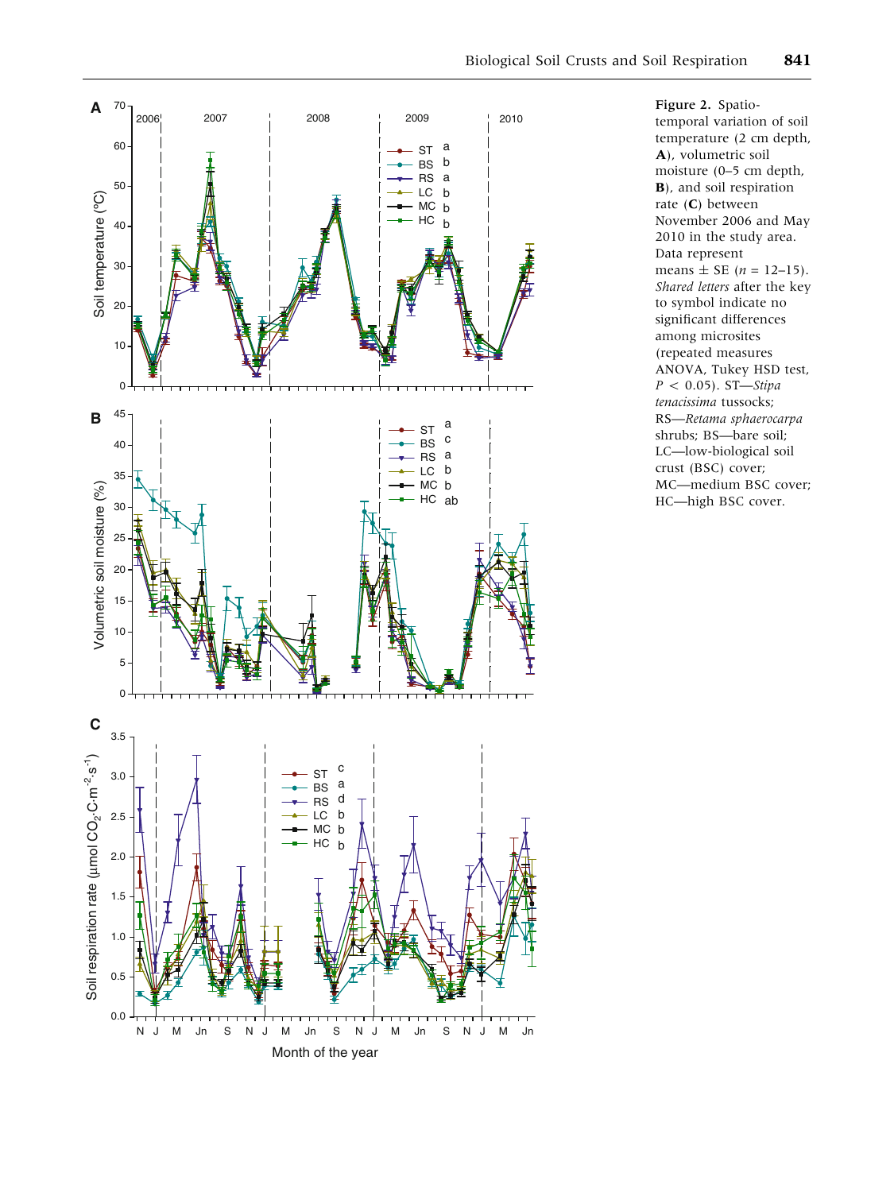**Figure 2.** Spatio-temporal variation of soil temperature (2 cm depth, **A**), volumetric soil moisture (0–5 cm depth, **B**), and soil respiration rate (**C**) between November 2006 and May 2010 in the study area. Data represent means ± SE ($n$ = 12–15). *Shared letters* after the key to symbol indicate no significant differences among microsites (repeated measures ANOVA, Tukey HSD test, $P < 0.05$). ST—*Stipa tenacissima* tussocks; RS—*Retama sphaerocarpa* shrubs; BS—bare soil; LC—low-biological soil crust (BSC) cover; MC—medium BSC cover; HC—high BSC cover.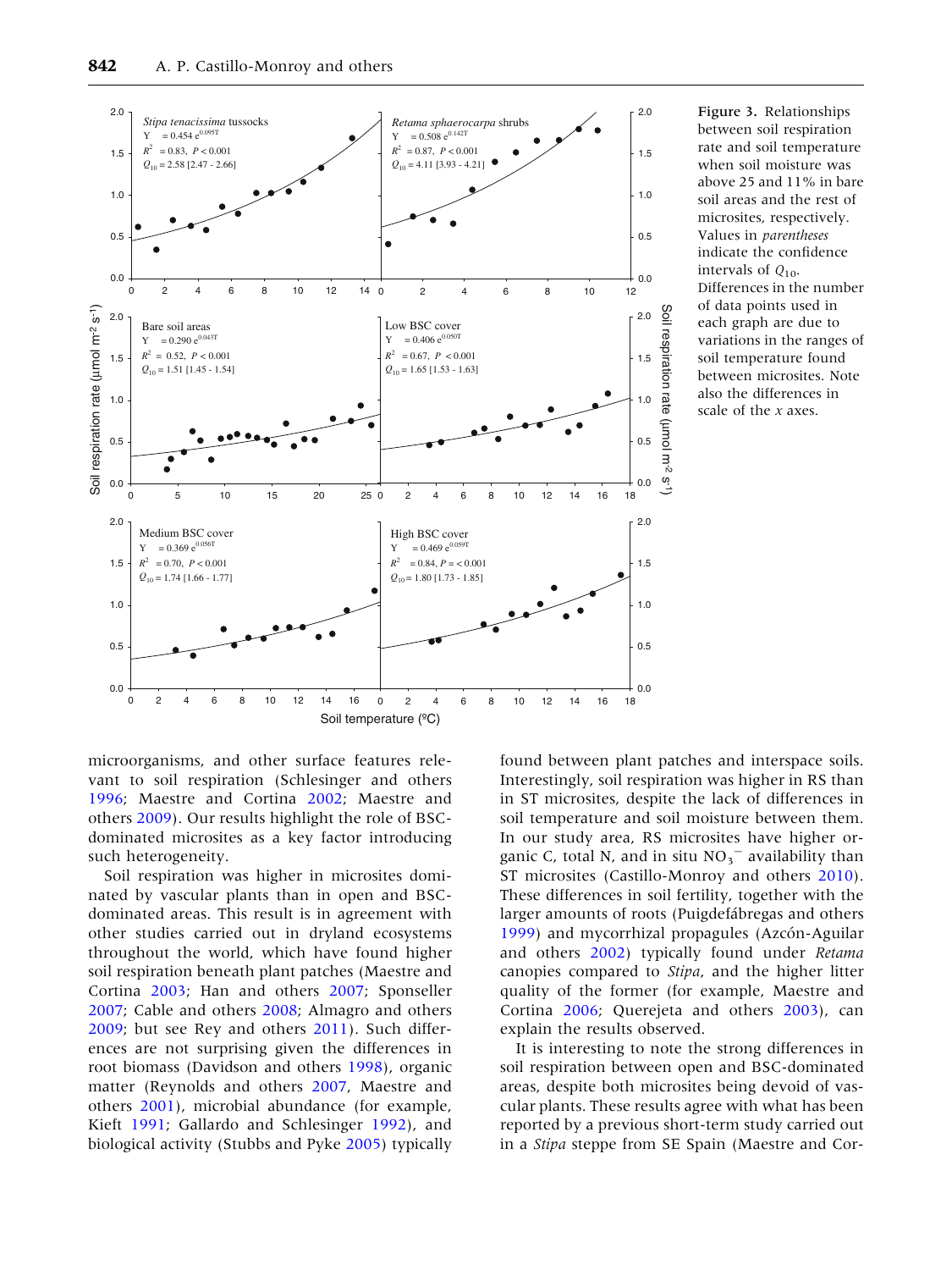Figure 3. Relationships between soil respiration rate and soil temperature when soil moisture was above 25 and 11% in bare soil areas and the rest of microsites, respectively. Values in *parentheses* indicate the confidence intervals of $Q_{10}$. Differences in the number of data points used in each graph are due to variations in the ranges of soil temperature found between microsites. Note also the differences in scale of the *x* axes.

microorganisms, and other surface features relevant to soil respiration (Schlesinger and others 1996; Maestre and Cortina 2002; Maestre and others 2009). Our results highlight the role of BSC-dominated microsites as a key factor introducing such heterogeneity.

Soil respiration was higher in microsites dominated by vascular plants than in open and BSC-dominated areas. This result is in agreement with other studies carried out in dryland ecosystems throughout the world, which have found higher soil respiration beneath plant patches (Maestre and Cortina 2003; Han and others 2007; Sponseller 2007; Cable and others 2008; Almagro and others 2009; but see Rey and others 2011). Such differences are not surprising given the differences in root biomass (Davidson and others 1998), organic matter (Reynolds and others 2007, Maestre and others 2001), microbial abundance (for example, Kieft 1991; Gallardo and Schlesinger 1992), and biological activity (Stubbs and Pyke 2005) typically found between plant patches and interspace soils. Interestingly, soil respiration was higher in RS than in ST microsites, despite the lack of differences in soil temperature and soil moisture between them. In our study area, RS microsites have higher organic C, total N, and in situ $NO_3^-$ availability than ST microsites (Castillo-Monroy and others 2010). These differences in soil fertility, together with the larger amounts of roots (Puigdefábregas and others 1999) and mycorrhizal propagules (Azcón-Aguilar and others 2002) typically found under *Retama* canopies compared to *Stipa*, and the higher litter quality of the former (for example, Maestre and Cortina 2006; Querejeta and others 2003), can explain the results observed.

It is interesting to note the strong differences in soil respiration between open and BSC-dominated areas, despite both microsites being devoid of vascular plants. These results agree with what has been reported by a previous short-term study carried out in a *Stipa* steppe from SE Spain (Maestre and Cor-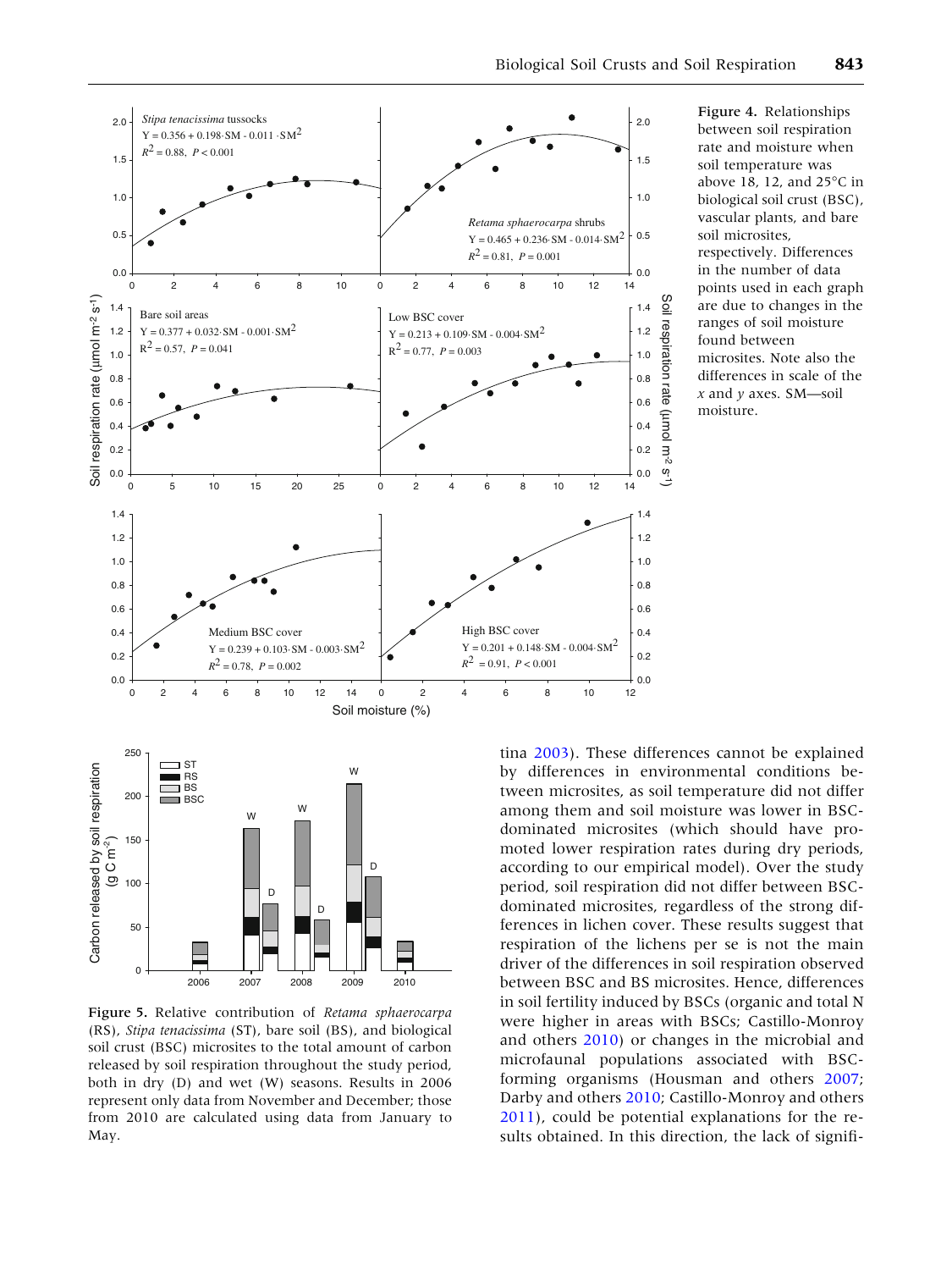Figure 4. Relationships between soil respiration rate and moisture when soil temperature was above 18, 12, and 25°C in biological soil crust (BSC), vascular plants, and bare soil microsites, respectively. Differences in the number of data points used in each graph are due to changes in the ranges of soil moisture found between microsites. Note also the differences in scale of the *x* and *y* axes. SM—soil moisture.

Figure 5. Relative contribution of *Retama sphaerocarpa* (RS), *Stipa tenacissima* (ST), bare soil (BS), and biological soil crust (BSC) microsites to the total amount of carbon released by soil respiration throughout the study period, both in dry (D) and wet (W) seasons. Results in 2006 represent only data from November and December; those from 2010 are calculated using data from January to May.

tina 2003). These differences cannot be explained by differences in environmental conditions between microsites, as soil temperature did not differ among them and soil moisture was lower in BSC-dominated microsites (which should have promoted lower respiration rates during dry periods, according to our empirical model). Over the study period, soil respiration did not differ between BSC-dominated microsites, regardless of the strong differences in lichen cover. These results suggest that respiration of the lichens per se is not the main driver of the differences in soil respiration observed between BSC and BS microsites. Hence, differences in soil fertility induced by BSCs (organic and total N were higher in areas with BSCs; Castillo-Monroy and others 2010) or changes in the microbial and microfaunal populations associated with BSC-forming organisms (Housman and others 2007; Darby and others 2010; Castillo-Monroy and others 2011), could be potential explanations for the results obtained. In this direction, the lack of signifi-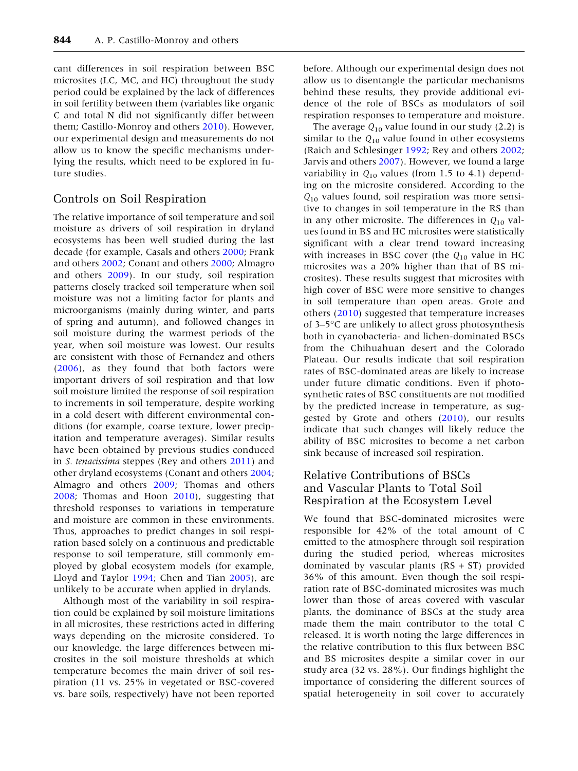cant differences in soil respiration between BSC microsites (LC, MC, and HC) throughout the study period could be explained by the lack of differences in soil fertility between them (variables like organic C and total N did not significantly differ between them; Castillo-Monroy and others 2010). However, our experimental design and measurements do not allow us to know the specific mechanisms underlying the results, which need to be explored in future studies.

## Controls on Soil Respiration

The relative importance of soil temperature and soil moisture as drivers of soil respiration in dryland ecosystems has been well studied during the last decade (for example, Casals and others 2000; Frank and others 2002; Conant and others 2000; Almagro and others 2009). In our study, soil respiration patterns closely tracked soil temperature when soil moisture was not a limiting factor for plants and microorganisms (mainly during winter, and parts of spring and autumn), and followed changes in soil moisture during the warmest periods of the year, when soil moisture was lowest. Our results are consistent with those of Fernandez and others (2006), as they found that both factors were important drivers of soil respiration and that low soil moisture limited the response of soil respiration to increments in soil temperature, despite working in a cold desert with different environmental conditions (for example, coarse texture, lower precipitation and temperature averages). Similar results have been obtained by previous studies conduced in *S. tenacissima* steppes (Rey and others 2011) and other dryland ecosystems (Conant and others 2004; Almagro and others 2009; Thomas and others 2008; Thomas and Hoon 2010), suggesting that threshold responses to variations in temperature and moisture are common in these environments. Thus, approaches to predict changes in soil respiration based solely on a continuous and predictable response to soil temperature, still commonly employed by global ecosystem models (for example, Lloyd and Taylor 1994; Chen and Tian 2005), are unlikely to be accurate when applied in drylands.

Although most of the variability in soil respiration could be explained by soil moisture limitations in all microsites, these restrictions acted in differing ways depending on the microsite considered. To our knowledge, the large differences between microsites in the soil moisture thresholds at which temperature becomes the main driver of soil respiration (11 vs. 25% in vegetated or BSC-covered vs. bare soils, respectively) have not been reported before. Although our experimental design does not allow us to disentangle the particular mechanisms behind these results, they provide additional evidence of the role of BSCs as modulators of soil respiration responses to temperature and moisture.

The average $Q_{10}$ value found in our study (2.2) is similar to the $Q_{10}$ value found in other ecosystems (Raich and Schlesinger 1992; Rey and others 2002; Jarvis and others 2007). However, we found a large variability in $Q_{10}$ values (from 1.5 to 4.1) depending on the microsite considered. According to the $Q_{10}$ values found, soil respiration was more sensitive to changes in soil temperature in the RS than in any other microsite. The differences in $Q_{10}$ values found in BS and HC microsites were statistically significant with a clear trend toward increasing with increases in BSC cover (the $Q_{10}$ value in HC microsites was a 20% higher than that of BS microsites). These results suggest that microsites with high cover of BSC were more sensitive to changes in soil temperature than open areas. Grote and others (2010) suggested that temperature increases of 3–5°C are unlikely to affect gross photosynthesis both in cyanobacteria- and lichen-dominated BSCs from the Chihuahuan desert and the Colorado Plateau. Our results indicate that soil respiration rates of BSC-dominated areas are likely to increase under future climatic conditions. Even if photosynthetic rates of BSC constituents are not modified by the predicted increase in temperature, as suggested by Grote and others (2010), our results indicate that such changes will likely reduce the ability of BSC microsites to become a net carbon sink because of increased soil respiration.

## Relative Contributions of BSCs and Vascular Plants to Total Soil Respiration at the Ecosystem Level

We found that BSC-dominated microsites were responsible for 42% of the total amount of C emitted to the atmosphere through soil respiration during the studied period, whereas microsites dominated by vascular plants (RS + ST) provided 36% of this amount. Even though the soil respiration rate of BSC-dominated microsites was much lower than those of areas covered with vascular plants, the dominance of BSCs at the study area made them the main contributor to the total C released. It is worth noting the large differences in the relative contribution to this flux between BSC and BS microsites despite a similar cover in our study area (32 vs. 28%). Our findings highlight the importance of considering the different sources of spatial heterogeneity in soil cover to accurately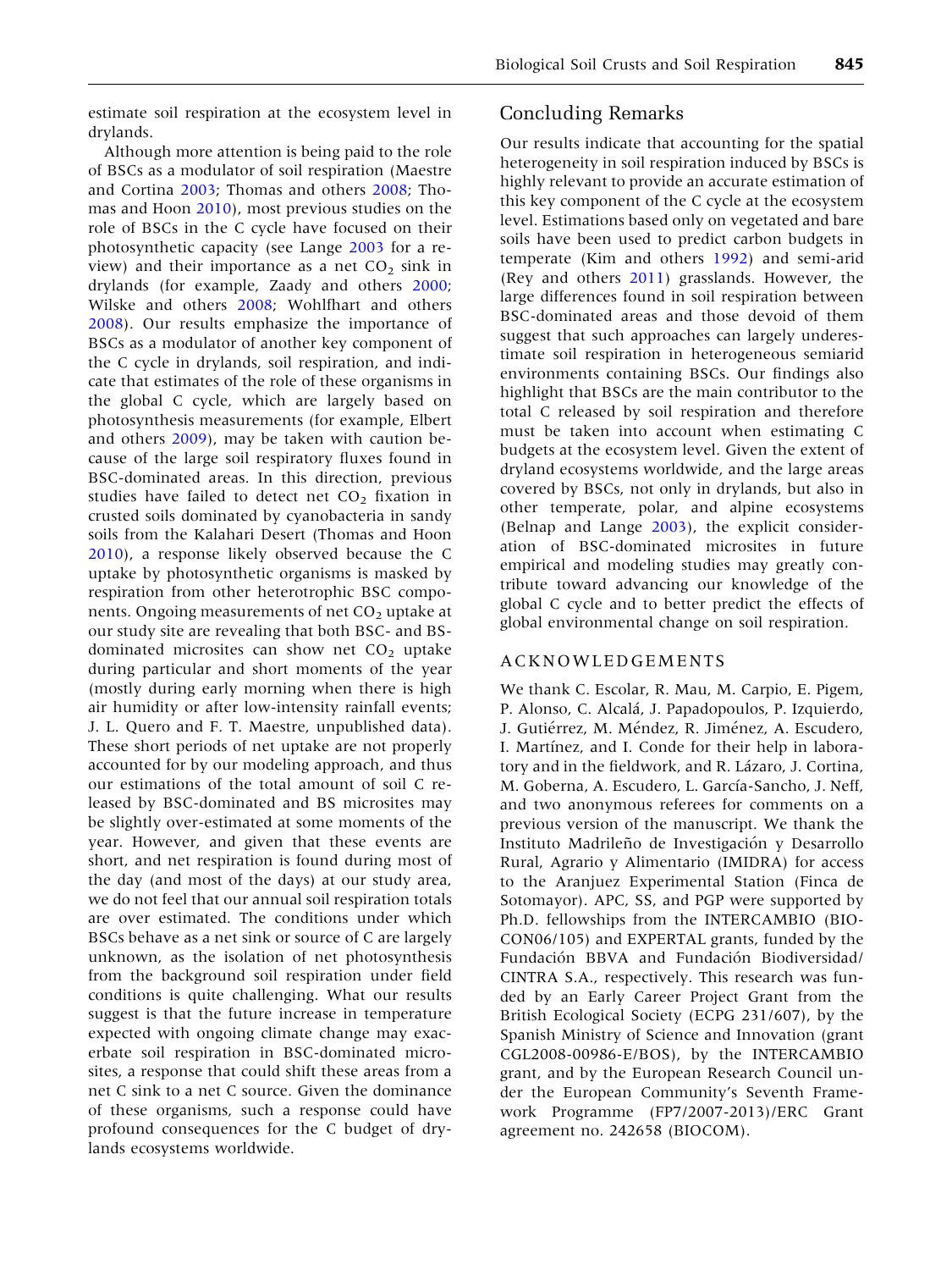estimate soil respiration at the ecosystem level in drylands.

Although more attention is being paid to the role of BSCs as a modulator of soil respiration (Maestre and Cortina 2003; Thomas and others 2008; Thomas and Hoon 2010), most previous studies on the role of BSCs in the C cycle have focused on their photosynthetic capacity (see Lange 2003 for a review) and their importance as a net $CO_2$ sink in drylands (for example, Zaady and others 2000; Wilske and others 2008; Wohlfhart and others 2008). Our results emphasize the importance of BSCs as a modulator of another key component of the C cycle in drylands, soil respiration, and indicate that estimates of the role of these organisms in the global C cycle, which are largely based on photosynthesis measurements (for example, Elbert and others 2009), may be taken with caution because of the large soil respiratory fluxes found in BSC-dominated areas. In this direction, previous studies have failed to detect net $CO_2$ fixation in crusted soils dominated by cyanobacteria in sandy soils from the Kalahari Desert (Thomas and Hoon 2010), a response likely observed because the C uptake by photosynthetic organisms is masked by respiration from other heterotrophic BSC components. Ongoing measurements of net $CO_2$ uptake at our study site are revealing that both BSC- and BS-dominated microsites can show net $CO_2$ uptake during particular and short moments of the year (mostly during early morning when there is high air humidity or after low-intensity rainfall events; J. L. Quero and F. T. Maestre, unpublished data). These short periods of net uptake are not properly accounted for by our modeling approach, and thus our estimations of the total amount of soil C released by BSC-dominated and BS microsites may be slightly over-estimated at some moments of the year. However, and given that these events are short, and net respiration is found during most of the day (and most of the days) at our study area, we do not feel that our annual soil respiration totals are over estimated. The conditions under which BSCs behave as a net sink or source of C are largely unknown, as the isolation of net photosynthesis from the background soil respiration under field conditions is quite challenging. What our results suggest is that the future increase in temperature expected with ongoing climate change may exacerbate soil respiration in BSC-dominated microsites, a response that could shift these areas from a net C sink to a net C source. Given the dominance of these organisms, such a response could have profound consequences for the C budget of drylands ecosystems worldwide.

## Concluding Remarks

Our results indicate that accounting for the spatial heterogeneity in soil respiration induced by BSCs is highly relevant to provide an accurate estimation of this key component of the C cycle at the ecosystem level. Estimations based only on vegetated and bare soils have been used to predict carbon budgets in temperate (Kim and others 1992) and semi-arid (Rey and others 2011) grasslands. However, the large differences found in soil respiration between BSC-dominated areas and those devoid of them suggest that such approaches can largely underestimate soil respiration in heterogeneous semiarid environments containing BSCs. Our findings also highlight that BSCs are the main contributor to the total C released by soil respiration and therefore must be taken into account when estimating C budgets at the ecosystem level. Given the extent of dryland ecosystems worldwide, and the large areas covered by BSCs, not only in drylands, but also in other temperate, polar, and alpine ecosystems (Belnap and Lange 2003), the explicit consideration of BSC-dominated microsites in future empirical and modeling studies may greatly contribute toward advancing our knowledge of the global C cycle and to better predict the effects of global environmental change on soil respiration.

## ACKNOWLEDGEMENTS

We thank C. Escolar, R. Mau, M. Carpio, E. Pigem, P. Alonso, C. Alcalá, J. Papadopoulos, P. Izquierdo, J. Gutiérrez, M. Méndez, R. Jiménez, A. Escudero, I. Martínez, and I. Conde for their help in laboratory and in the fieldwork, and R. Lázaro, J. Cortina, M. Goberna, A. Escudero, L. García-Sancho, J. Neff, and two anonymous referees for comments on a previous version of the manuscript. We thank the Instituto Madrileño de Investigación y Desarrollo Rural, Agrario y Alimentario (IMIDRA) for access to the Aranjuez Experimental Station (Finca de Sotomayor). APC, SS, and PGP were supported by Ph.D. fellowships from the INTERCAMBIO (BIOCON06/105) and EXPERTAL grants, funded by the Fundación BBVA and Fundación Biodiversidad/CINTRA S.A., respectively. This research was funded by an Early Career Project Grant from the British Ecological Society (ECPG 231/607), by the Spanish Ministry of Science and Innovation (grant CGL2008-00986-E/BOS), by the INTERCAMBIO grant, and by the European Research Council under the European Community's Seventh Framework Programme (FP7/2007-2013)/ERC Grant agreement no. 242658 (BIOCOM).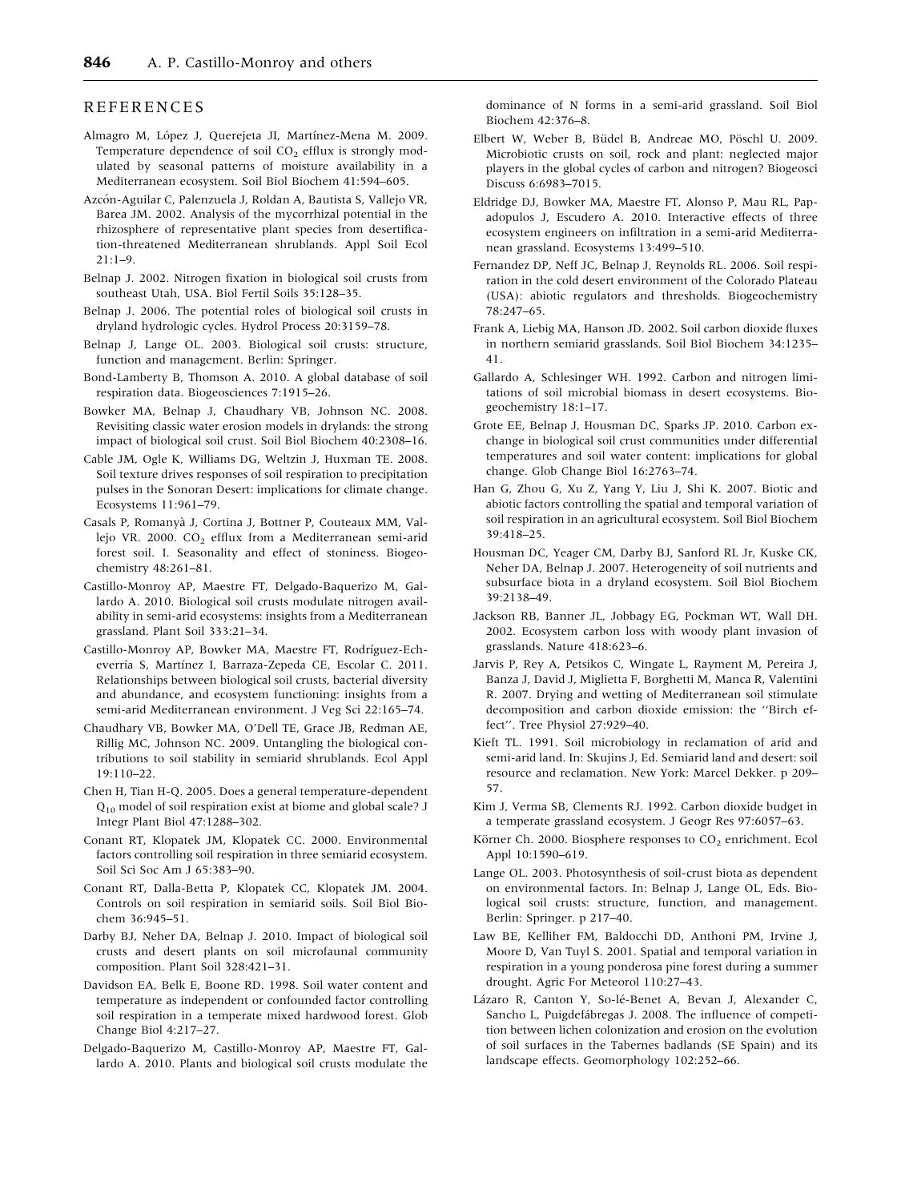## REFERENCES

Almagro M, López J, Querejeta JI, Martínez-Mena M. 2009. Temperature dependence of soil $CO_2$ efflux is strongly modulated by seasonal patterns of moisture availability in a Mediterranean ecosystem. Soil Biol Biochem 41:594–605.

Azcón-Aguilar C, Palenzuela J, Roldan A, Bautista S, Vallejo VR, Barea JM. 2002. Analysis of the mycorrhizal potential in the rhizosphere of representative plant species from desertification-threatened Mediterranean shrublands. Appl Soil Ecol 21:1–9.

Belnap J. 2002. Nitrogen fixation in biological soil crusts from southeast Utah, USA. Biol Fertil Soils 35:128–35.

Belnap J. 2006. The potential roles of biological soil crusts in dryland hydrologic cycles. Hydrol Process 20:3159–78.

Belnap J, Lange OL. 2003. Biological soil crusts: structure, function and management. Berlin: Springer.

Bond-Lamberty B, Thomson A. 2010. A global database of soil respiration data. Biogeosciences 7:1915–26.

Bowker MA, Belnap J, Chaudhary VB, Johnson NC. 2008. Revisiting classic water erosion models in drylands: the strong impact of biological soil crust. Soil Biol Biochem 40:2308–16.

Cable JM, Ogle K, Williams DG, Weltzin J, Huxman TE. 2008. Soil texture drives responses of soil respiration to precipitation pulses in the Sonoran Desert: implications for climate change. Ecosystems 11:961–79.

Casals P, Romanyà J, Cortina J, Bottner P, Couteaux MM, Vallejo VR. 2000. $CO_2$ efflux from a Mediterranean semi-arid forest soil. I. Seasonality and effect of stoniness. Biogeochemistry 48:261–81.

Castillo-Monroy AP, Maestre FT, Delgado-Baquerizo M, Gallardo A. 2010. Biological soil crusts modulate nitrogen availability in semi-arid ecosystems: insights from a Mediterranean grassland. Plant Soil 333:21–34.

Castillo-Monroy AP, Bowker MA, Maestre FT, Rodríguez-Echeverría S, Martínez I, Barraza-Zepeda CE, Escolar C. 2011. Relationships between biological soil crusts, bacterial diversity and abundance, and ecosystem functioning: insights from a semi-arid Mediterranean environment. J Veg Sci 22:165–74.

Chaudhary VB, Bowker MA, O'Dell TE, Grace JB, Redman AE, Rillig MC, Johnson NC. 2009. Untangling the biological contributions to soil stability in semiarid shrublands. Ecol Appl 19:110–22.

Chen H, Tian H-Q. 2005. Does a general temperature-dependent $Q_{10}$ model of soil respiration exist at biome and global scale? J Integr Plant Biol 47:1288–302.

Conant RT, Klopatek JM, Klopatek CC. 2000. Environmental factors controlling soil respiration in three semiarid ecosystem. Soil Sci Soc Am J 65:383–90.

Conant RT, Dalla-Betta P, Klopatek CC, Klopatek JM. 2004. Controls on soil respiration in semiarid soils. Soil Biol Biochem 36:945–51.

Darby BJ, Neher DA, Belnap J. 2010. Impact of biological soil crusts and desert plants on soil microfaunal community composition. Plant Soil 328:421–31.

Davidson EA, Belk E, Boone RD. 1998. Soil water content and temperature as independent or confounded factor controlling soil respiration in a temperate mixed hardwood forest. Glob Change Biol 4:217–27.

Delgado-Baquerizo M, Castillo-Monroy AP, Maestre FT, Gallardo A. 2010. Plants and biological soil crusts modulate the dominance of N forms in a semi-arid grassland. Soil Biol Biochem 42:376–8.

Elbert W, Weber B, Büdel B, Andreae MO, Pöschl U. 2009. Microbiotic crusts on soil, rock and plant: neglected major players in the global cycles of carbon and nitrogen? Biogeosci Discuss 6:6983–7015.

Eldridge DJ, Bowker MA, Maestre FT, Alonso P, Mau RL, Papadopulos J, Escudero A. 2010. Interactive effects of three ecosystem engineers on infiltration in a semi-arid Mediterranean grassland. Ecosystems 13:499–510.

Fernandez DP, Neff JC, Belnap J, Reynolds RL. 2006. Soil respiration in the cold desert environment of the Colorado Plateau (USA): abiotic regulators and thresholds. Biogeochemistry 78:247–65.

Frank A, Liebig MA, Hanson JD. 2002. Soil carbon dioxide fluxes in northern semiarid grasslands. Soil Biol Biochem 34:1235–41.

Gallardo A, Schlesinger WH. 1992. Carbon and nitrogen limitations of soil microbial biomass in desert ecosystems. Biogeochemistry 18:1–17.

Grote EE, Belnap J, Housman DC, Sparks JP. 2010. Carbon exchange in biological soil crust communities under differential temperatures and soil water content: implications for global change. Glob Change Biol 16:2763–74.

Han G, Zhou G, Xu Z, Yang Y, Liu J, Shi K. 2007. Biotic and abiotic factors controlling the spatial and temporal variation of soil respiration in an agricultural ecosystem. Soil Biol Biochem 39:418–25.

Housman DC, Yeager CM, Darby BJ, Sanford RL Jr, Kuske CK, Neher DA, Belnap J. 2007. Heterogeneity of soil nutrients and subsurface biota in a dryland ecosystem. Soil Biol Biochem 39:2138–49.

Jackson RB, Banner JL, Jobbagy EG, Pockman WT, Wall DH. 2002. Ecosystem carbon loss with woody plant invasion of grasslands. Nature 418:623–6.

Jarvis P, Rey A, Petsikos C, Wingate L, Rayment M, Pereira J, Banza J, David J, Miglietta F, Borghetti M, Manca R, Valentini R. 2007. Drying and wetting of Mediterranean soil stimulate decomposition and carbon dioxide emission: the ''Birch effect''. Tree Physiol 27:929–40.

Kieft TL. 1991. Soil microbiology in reclamation of arid and semi-arid land. In: Skujins J, Ed. Semiarid land and desert: soil resource and reclamation. New York: Marcel Dekker. p 209–57.

Kim J, Verma SB, Clements RJ. 1992. Carbon dioxide budget in a temperate grassland ecosystem. J Geogr Res 97:6057–63.

Körner Ch. 2000. Biosphere responses to $CO_2$ enrichment. Ecol Appl 10:1590–619.

Lange OL. 2003. Photosynthesis of soil-crust biota as dependent on environmental factors. In: Belnap J, Lange OL, Eds. Biological soil crusts: structure, function, and management. Berlin: Springer. p 217–40.

Law BE, Kelliher FM, Baldocchi DD, Anthoni PM, Irvine J, Moore D, Van Tuyl S. 2001. Spatial and temporal variation in respiration in a young ponderosa pine forest during a summer drought. Agric For Meteorol 110:27–43.

Lázaro R, Canton Y, So-lé-Benet A, Bevan J, Alexander C, Sancho L, Puigdefábregas J. 2008. The influence of competition between lichen colonization and erosion on the evolution of soil surfaces in the Tabernes badlands (SE Spain) and its landscape effects. Geomorphology 102:252–66.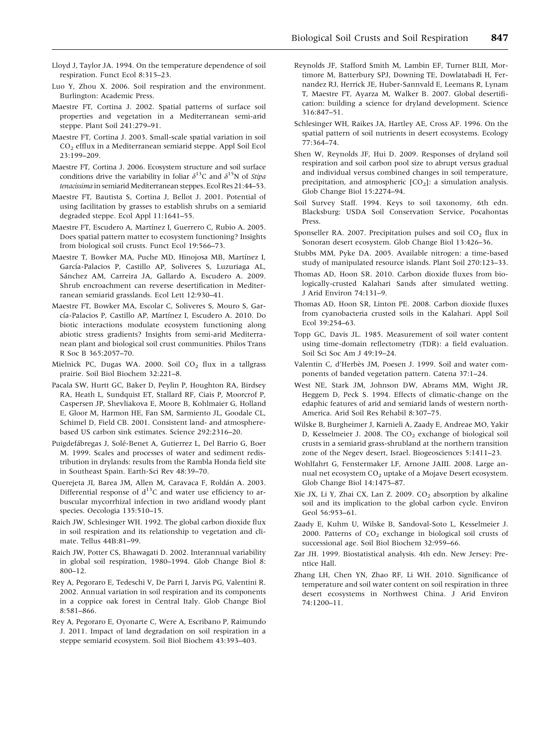Lloyd J, Taylor JA. 1994. On the temperature dependence of soil respiration. Funct Ecol 8:315–23.

Luo Y, Zhou X. 2006. Soil respiration and the environment. Burlington: Academic Press.

Maestre FT, Cortina J. 2002. Spatial patterns of surface soil properties and vegetation in a Mediterranean semi-arid steppe. Plant Soil 241:279–91.

Maestre FT, Cortina J. 2003. Small-scale spatial variation in soil $CO_2$ efflux in a Mediterranean semiarid steppe. Appl Soil Ecol 23:199–209.

Maestre FT, Cortina J. 2006. Ecosystem structure and soil surface conditions drive the variability in foliar $\delta^{13}$C and $\delta^{15}$N of *Stipa tenacissima* in semiarid Mediterranean steppes. Ecol Res 21:44–53.

Maestre FT, Bautista S, Cortina J, Bellot J. 2001. Potential of using facilitation by grasses to establish shrubs on a semiarid degraded steppe. Ecol Appl 11:1641–55.

Maestre FT, Escudero A, Martínez I, Guerrero C, Rubio A. 2005. Does spatial pattern matter to ecosystem functioning? Insights from biological soil crusts. Funct Ecol 19:566–73.

Maestre T, Bowker MA, Puche MD, Hinojosa MB, Martínez I, García-Palacios P, Castillo AP, Soliveres S, Luzuriaga AL, Sánchez AM, Carreira JA, Gallardo A, Escudero A. 2009. Shrub encroachment can reverse desertification in Mediterranean semiarid grasslands. Ecol Lett 12:930–41.

Maestre FT, Bowker MA, Escolar C, Soliveres S, Mouro S, García-Palacios P, Castillo AP, Martínez I, Escudero A. 2010. Do biotic interactions modulate ecosystem functioning along abiotic stress gradients? Insights from semi-arid Mediterranean plant and biological soil crust communities. Philos Trans R Soc B 365:2057–70.

Mielnick PC, Dugas WA. 2000. Soil $CO_2$ flux in a tallgrass prairie. Soil Biol Biochem 32:221–8.

Pacala SW, Hurtt GC, Baker D, Peylin P, Houghton RA, Birdsey RA, Heath L, Sundquist ET, Stallard RF, Ciais P, Moorcrof P, Caspersen JP, Shevliakova E, Moore B, Kohlmaier G, Holland E, Gloor M, Harmon HE, Fan SM, Sarmiento JL, Goodale CL, Schimel D, Field CB. 2001. Consistent land- and atmosphere-based US carbon sink estimates. Science 292:2316–20.

Puigdefábregas J, Solé-Benet A, Gutierrez L, Del Barrio G, Boer M. 1999. Scales and processes of water and sediment redistribution in drylands: results from the Rambla Honda field site in Southeast Spain. Earth-Sci Rev 48:39–70.

Querejeta JI, Barea JM, Allen M, Caravaca F, Roldán A. 2003. Differential response of $d^{13}$C and water use efficiency to arbuscular mycorrhizal infection in two aridland woody plant species. Oecologia 135:510–15.

Raich JW, Schlesinger WH. 1992. The global carbon dioxide flux in soil respiration and its relationship to vegetation and climate. Tellus 44B:81–99.

Raich JW, Potter CS, Bhawagati D. 2002. Interannual variability in global soil respiration, 1980–1994. Glob Change Biol 8: 800–12.

Rey A, Pegoraro E, Tedeschi V, De Parri I, Jarvis PG, Valentini R. 2002. Annual variation in soil respiration and its components in a coppice oak forest in Central Italy. Glob Change Biol 8:581–866.

Rey A, Pegoraro E, Oyonarte C, Were A, Escribano P, Raimundo J. 2011. Impact of land degradation on soil respiration in a steppe semiarid ecosystem. Soil Biol Biochem 43:393–403.

Reynolds JF, Stafford Smith M, Lambin EF, Turner BLII, Mortimore M, Batterbury SPJ, Downing TE, Dowlatabadi H, Fernandez RJ, Herrick JE, Huber-Sannvald E, Leemans R, Lynam T, Maestre FT, Ayarza M, Walker B. 2007. Global desertification: building a science for dryland development. Science 316:847–51.

Schlesinger WH, Raikes JA, Hartley AE, Cross AF. 1996. On the spatial pattern of soil nutrients in desert ecosystems. Ecology 77:364–74.

Shen W, Reynolds JF, Hui D. 2009. Responses of dryland soil respiration and soil carbon pool size to abrupt versus gradual and individual versus combined changes in soil temperature, precipitation, and atmospheric [$CO_2$]: a simulation analysis. Glob Change Biol 15:2274–94.

Soil Survey Staff. 1994. Keys to soil taxonomy, 6th edn. Blacksburg: USDA Soil Conservation Service, Pocahontas Press.

Sponseller RA. 2007. Precipitation pulses and soil $CO_2$ flux in Sonoran desert ecosystem. Glob Change Biol 13:426–36.

Stubbs MM, Pyke DA. 2005. Available nitrogen: a time-based study of manipulated resource islands. Plant Soil 270:123–33.

Thomas AD, Hoon SR. 2010. Carbon dioxide fluxes from biologically-crusted Kalahari Sands after simulated wetting. J Arid Environ 74:131–9.

Thomas AD, Hoon SR, Linton PE. 2008. Carbon dioxide fluxes from cyanobacteria crusted soils in the Kalahari. Appl Soil Ecol 39:254–63.

Topp GC, Davis JL. 1985. Measurement of soil water content using time-domain reflectometry (TDR): a field evaluation. Soil Sci Soc Am J 49:19–24.

Valentin C, d'Herbès JM, Poesen J. 1999. Soil and water components of banded vegetation pattern. Catena 37:1–24.

West NE, Stark JM, Johnson DW, Abrams MM, Wight JR, Heggem D, Peck S. 1994. Effects of climatic-change on the edaphic features of arid and semiarid lands of western north-America. Arid Soil Res Rehabil 8:307–75.

Wilske B, Burgheimer J, Karnieli A, Zaady E, Andreae MO, Yakir D, Kesselmeier J. 2008. The $CO_2$ exchange of biological soil crusts in a semiarid grass-shrubland at the northern transition zone of the Negev desert, Israel. Biogeosciences 5:1411–23.

Wohlfahrt G, Fenstermaker LF, Arnone JAIII. 2008. Large annual net ecosystem $CO_2$ uptake of a Mojave Desert ecosystem. Glob Change Biol 14:1475–87.

Xie JX, Li Y, Zhai CX, Lan Z. 2009. $CO_2$ absorption by alkaline soil and its implication to the global carbon cycle. Environ Geol 56:953–61.

Zaady E, Kuhm U, Wilske B, Sandoval-Soto L, Kesselmeier J. 2000. Patterns of $CO_2$ exchange in biological soil crusts of successional age. Soil Biol Biochem 32:959–66.

Zar JH. 1999. Biostatistical analysis. 4th edn. New Jersey: Prentice Hall.

Zhang LH, Chen YN, Zhao RF, Li WH. 2010. Significance of temperature and soil water content on soil respiration in three desert ecosystems in Northwest China. J Arid Environ 74:1200–11.